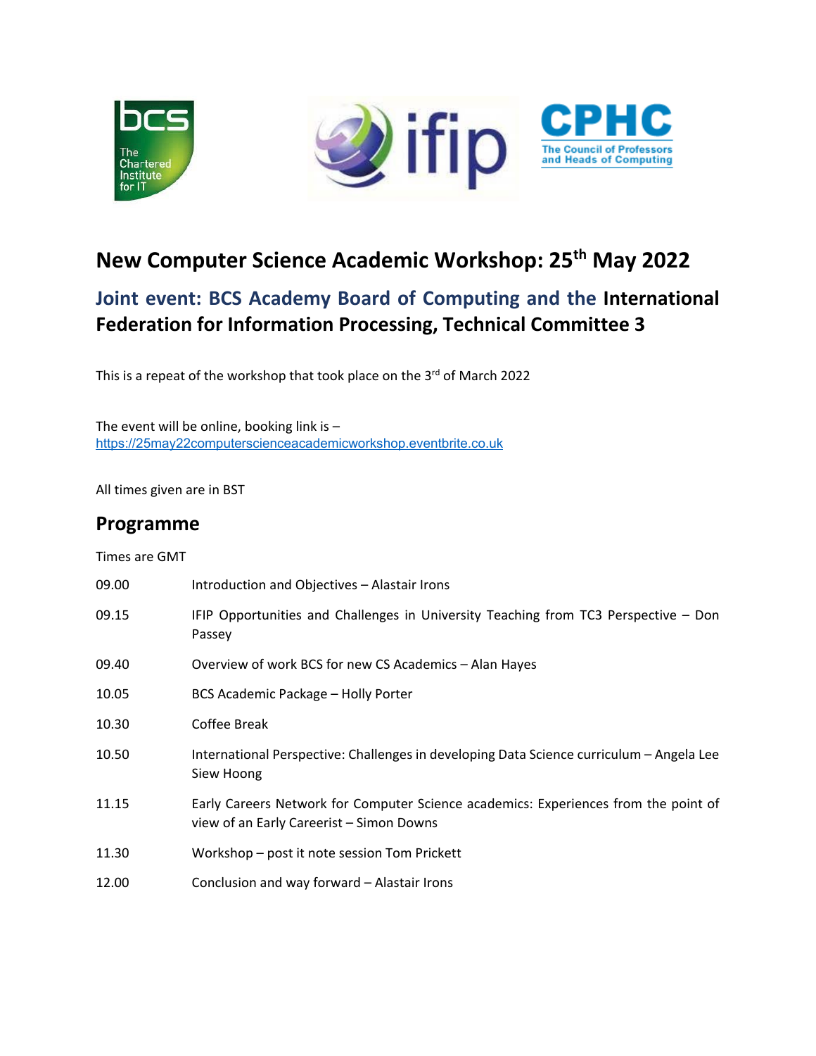# New Computer Science Academic Workshop: 25th May 2022

## Joint event: BCS Academy Board of Computing and the International Federation for Information Processing, Technical Committee 3

This is a repeat of the workshop that took place on the 3rd of March 2022

The event will be online, booking link is – https://25may22computerscienceacademicworkshop.eventbrite.co.uk

All times given are in BST

## Programme

Times are GMT

| | |
|---|---|
| 09.00 | Introduction and Objectives – Alastair Irons |
| 09.15 | IFIP Opportunities and Challenges in University Teaching from TC3 Perspective – Don Passey |
| 09.40 | Overview of work BCS for new CS Academics – Alan Hayes |
| 10.05 | BCS Academic Package – Holly Porter |
| 10.30 | Coffee Break |
| 10.50 | International Perspective: Challenges in developing Data Science curriculum – Angela Lee Siew Hoong |
| 11.15 | Early Careers Network for Computer Science academics: Experiences from the point of view of an Early Careerist – Simon Downs |
| 11.30 | Workshop – post it note session Tom Prickett |
| 12.00 | Conclusion and way forward – Alastair Irons |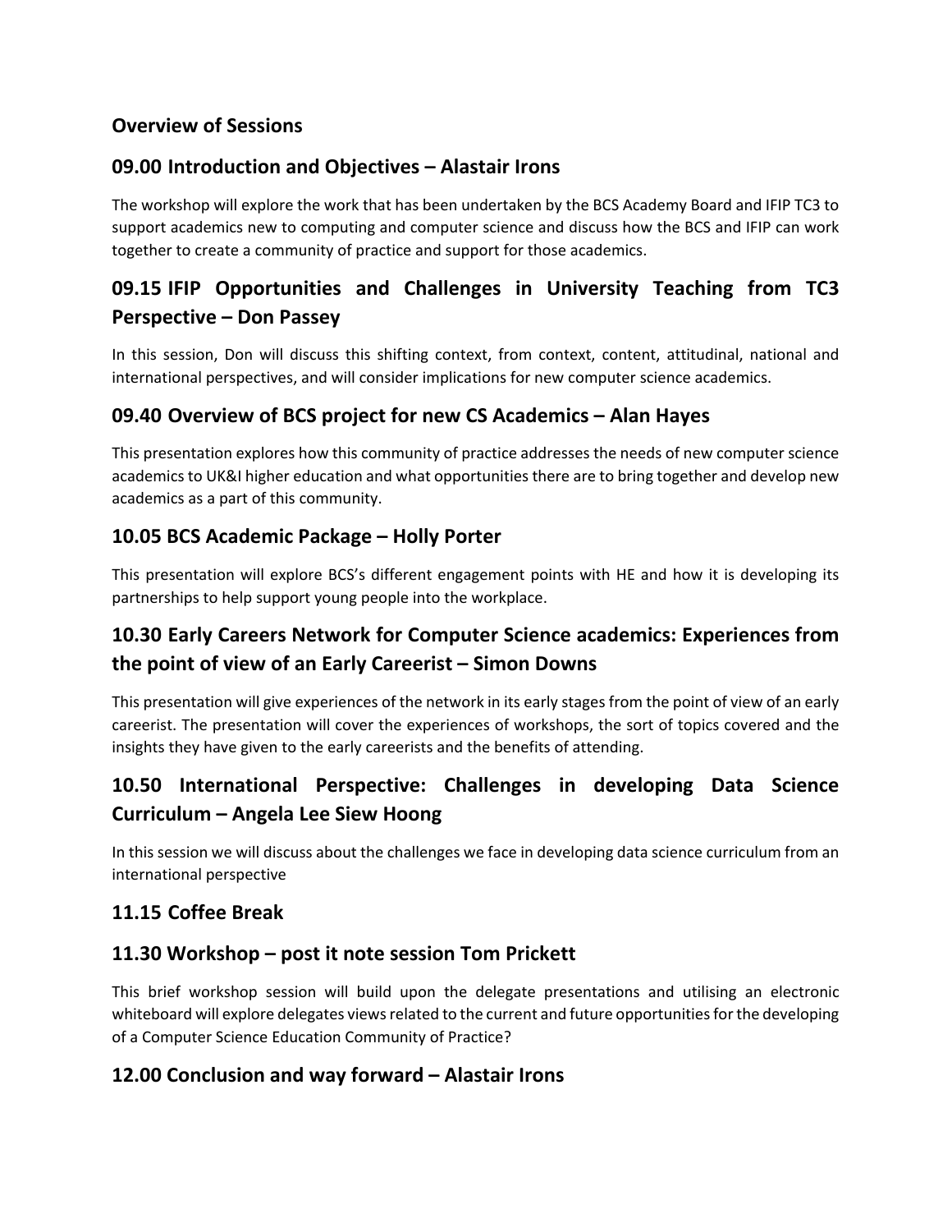## Overview of Sessions

## 09.00 Introduction and Objectives – Alastair Irons

The workshop will explore the work that has been undertaken by the BCS Academy Board and IFIP TC3 to support academics new to computing and computer science and discuss how the BCS and IFIP can work together to create a community of practice and support for those academics.

## 09.15 IFIP Opportunities and Challenges in University Teaching from TC3 Perspective – Don Passey

In this session, Don will discuss this shifting context, from context, content, attitudinal, national and international perspectives, and will consider implications for new computer science academics.

## 09.40 Overview of BCS project for new CS Academics – Alan Hayes

This presentation explores how this community of practice addresses the needs of new computer science academics to UK&I higher education and what opportunities there are to bring together and develop new academics as a part of this community.

## 10.05 BCS Academic Package – Holly Porter

This presentation will explore BCS's different engagement points with HE and how it is developing its partnerships to help support young people into the workplace.

## 10.30 Early Careers Network for Computer Science academics: Experiences from the point of view of an Early Careerist – Simon Downs

This presentation will give experiences of the network in its early stages from the point of view of an early careerist. The presentation will cover the experiences of workshops, the sort of topics covered and the insights they have given to the early careerists and the benefits of attending.

## 10.50 International Perspective: Challenges in developing Data Science Curriculum – Angela Lee Siew Hoong

In this session we will discuss about the challenges we face in developing data science curriculum from an international perspective

## 11.15 Coffee Break

## 11.30 Workshop – post it note session Tom Prickett

This brief workshop session will build upon the delegate presentations and utilising an electronic whiteboard will explore delegates views related to the current and future opportunities for the developing of a Computer Science Education Community of Practice?

## 12.00 Conclusion and way forward – Alastair Irons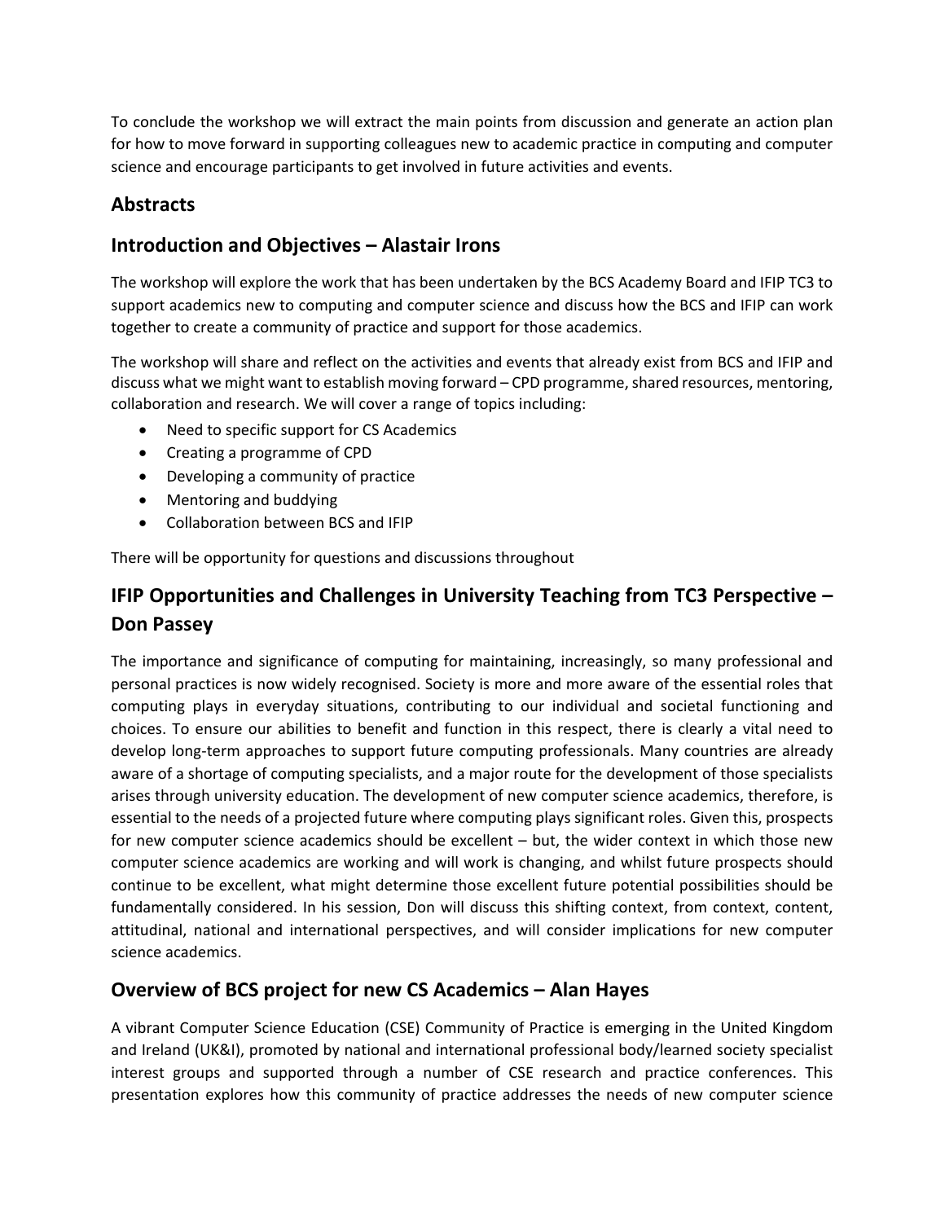To conclude the workshop we will extract the main points from discussion and generate an action plan for how to move forward in supporting colleagues new to academic practice in computing and computer science and encourage participants to get involved in future activities and events.

## Abstracts

## Introduction and Objectives – Alastair Irons

The workshop will explore the work that has been undertaken by the BCS Academy Board and IFIP TC3 to support academics new to computing and computer science and discuss how the BCS and IFIP can work together to create a community of practice and support for those academics.

The workshop will share and reflect on the activities and events that already exist from BCS and IFIP and discuss what we might want to establish moving forward – CPD programme, shared resources, mentoring, collaboration and research. We will cover a range of topics including:

- Need to specific support for CS Academics
- Creating a programme of CPD
- Developing a community of practice
- Mentoring and buddying
- Collaboration between BCS and IFIP

There will be opportunity for questions and discussions throughout

## IFIP Opportunities and Challenges in University Teaching from TC3 Perspective – Don Passey

The importance and significance of computing for maintaining, increasingly, so many professional and personal practices is now widely recognised. Society is more and more aware of the essential roles that computing plays in everyday situations, contributing to our individual and societal functioning and choices. To ensure our abilities to benefit and function in this respect, there is clearly a vital need to develop long-term approaches to support future computing professionals. Many countries are already aware of a shortage of computing specialists, and a major route for the development of those specialists arises through university education. The development of new computer science academics, therefore, is essential to the needs of a projected future where computing plays significant roles. Given this, prospects for new computer science academics should be excellent – but, the wider context in which those new computer science academics are working and will work is changing, and whilst future prospects should continue to be excellent, what might determine those excellent future potential possibilities should be fundamentally considered. In his session, Don will discuss this shifting context, from context, content, attitudinal, national and international perspectives, and will consider implications for new computer science academics.

## Overview of BCS project for new CS Academics – Alan Hayes

A vibrant Computer Science Education (CSE) Community of Practice is emerging in the United Kingdom and Ireland (UK&I), promoted by national and international professional body/learned society specialist interest groups and supported through a number of CSE research and practice conferences. This presentation explores how this community of practice addresses the needs of new computer science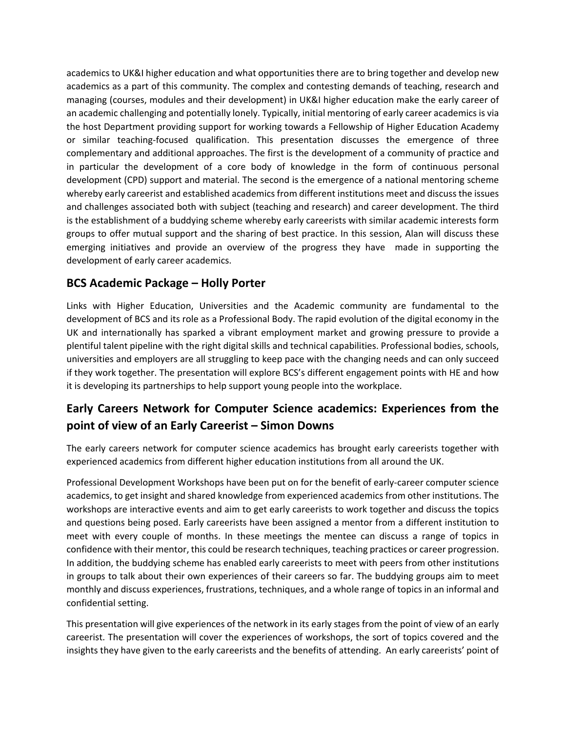academics to UK&I higher education and what opportunities there are to bring together and develop new academics as a part of this community. The complex and contesting demands of teaching, research and managing (courses, modules and their development) in UK&I higher education make the early career of an academic challenging and potentially lonely. Typically, initial mentoring of early career academics is via the host Department providing support for working towards a Fellowship of Higher Education Academy or similar teaching-focused qualification. This presentation discusses the emergence of three complementary and additional approaches. The first is the development of a community of practice and in particular the development of a core body of knowledge in the form of continuous personal development (CPD) support and material. The second is the emergence of a national mentoring scheme whereby early careerist and established academics from different institutions meet and discuss the issues and challenges associated both with subject (teaching and research) and career development. The third is the establishment of a buddying scheme whereby early careerists with similar academic interests form groups to offer mutual support and the sharing of best practice. In this session, Alan will discuss these emerging initiatives and provide an overview of the progress they have made in supporting the development of early career academics.

## BCS Academic Package – Holly Porter

Links with Higher Education, Universities and the Academic community are fundamental to the development of BCS and its role as a Professional Body. The rapid evolution of the digital economy in the UK and internationally has sparked a vibrant employment market and growing pressure to provide a plentiful talent pipeline with the right digital skills and technical capabilities. Professional bodies, schools, universities and employers are all struggling to keep pace with the changing needs and can only succeed if they work together. The presentation will explore BCS's different engagement points with HE and how it is developing its partnerships to help support young people into the workplace.

## Early Careers Network for Computer Science academics: Experiences from the point of view of an Early Careerist – Simon Downs

The early careers network for computer science academics has brought early careerists together with experienced academics from different higher education institutions from all around the UK.

Professional Development Workshops have been put on for the benefit of early-career computer science academics, to get insight and shared knowledge from experienced academics from other institutions. The workshops are interactive events and aim to get early careerists to work together and discuss the topics and questions being posed. Early careerists have been assigned a mentor from a different institution to meet with every couple of months. In these meetings the mentee can discuss a range of topics in confidence with their mentor, this could be research techniques, teaching practices or career progression. In addition, the buddying scheme has enabled early careerists to meet with peers from other institutions in groups to talk about their own experiences of their careers so far. The buddying groups aim to meet monthly and discuss experiences, frustrations, techniques, and a whole range of topics in an informal and confidential setting.

This presentation will give experiences of the network in its early stages from the point of view of an early careerist. The presentation will cover the experiences of workshops, the sort of topics covered and the insights they have given to the early careerists and the benefits of attending. An early careerists' point of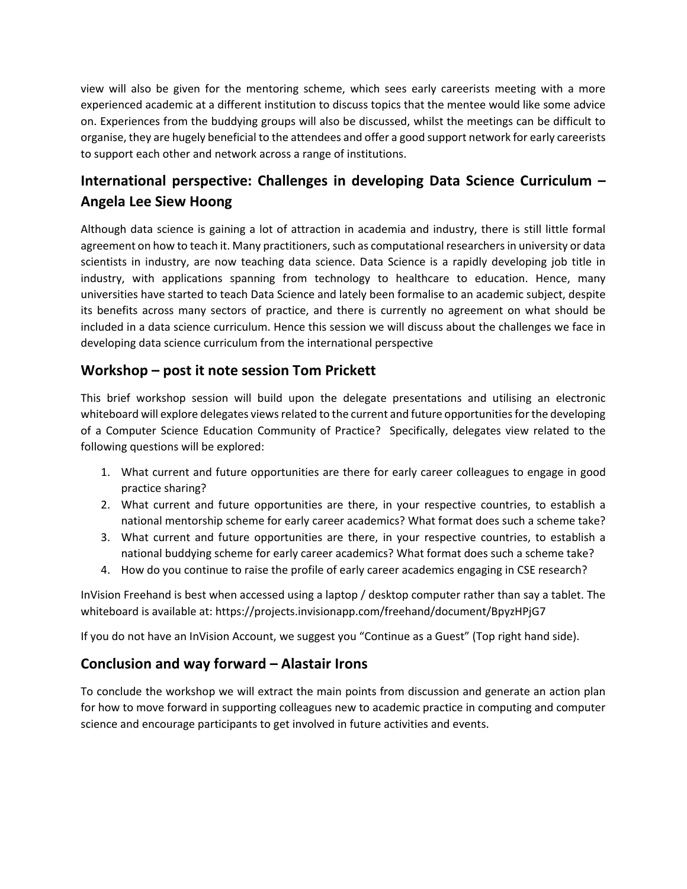view will also be given for the mentoring scheme, which sees early careerists meeting with a more experienced academic at a different institution to discuss topics that the mentee would like some advice on. Experiences from the buddying groups will also be discussed, whilst the meetings can be difficult to organise, they are hugely beneficial to the attendees and offer a good support network for early careerists to support each other and network across a range of institutions.

## International perspective: Challenges in developing Data Science Curriculum – Angela Lee Siew Hoong

Although data science is gaining a lot of attraction in academia and industry, there is still little formal agreement on how to teach it. Many practitioners, such as computational researchers in university or data scientists in industry, are now teaching data science. Data Science is a rapidly developing job title in industry, with applications spanning from technology to healthcare to education. Hence, many universities have started to teach Data Science and lately been formalise to an academic subject, despite its benefits across many sectors of practice, and there is currently no agreement on what should be included in a data science curriculum. Hence this session we will discuss about the challenges we face in developing data science curriculum from the international perspective

## Workshop – post it note session Tom Prickett

This brief workshop session will build upon the delegate presentations and utilising an electronic whiteboard will explore delegates views related to the current and future opportunities for the developing of a Computer Science Education Community of Practice? Specifically, delegates view related to the following questions will be explored:

1. What current and future opportunities are there for early career colleagues to engage in good practice sharing?
2. What current and future opportunities are there, in your respective countries, to establish a national mentorship scheme for early career academics? What format does such a scheme take?
3. What current and future opportunities are there, in your respective countries, to establish a national buddying scheme for early career academics? What format does such a scheme take?
4. How do you continue to raise the profile of early career academics engaging in CSE research?

InVision Freehand is best when accessed using a laptop / desktop computer rather than say a tablet. The whiteboard is available at: https://projects.invisionapp.com/freehand/document/BpyzHPjG7

If you do not have an InVision Account, we suggest you "Continue as a Guest" (Top right hand side).

## Conclusion and way forward – Alastair Irons

To conclude the workshop we will extract the main points from discussion and generate an action plan for how to move forward in supporting colleagues new to academic practice in computing and computer science and encourage participants to get involved in future activities and events.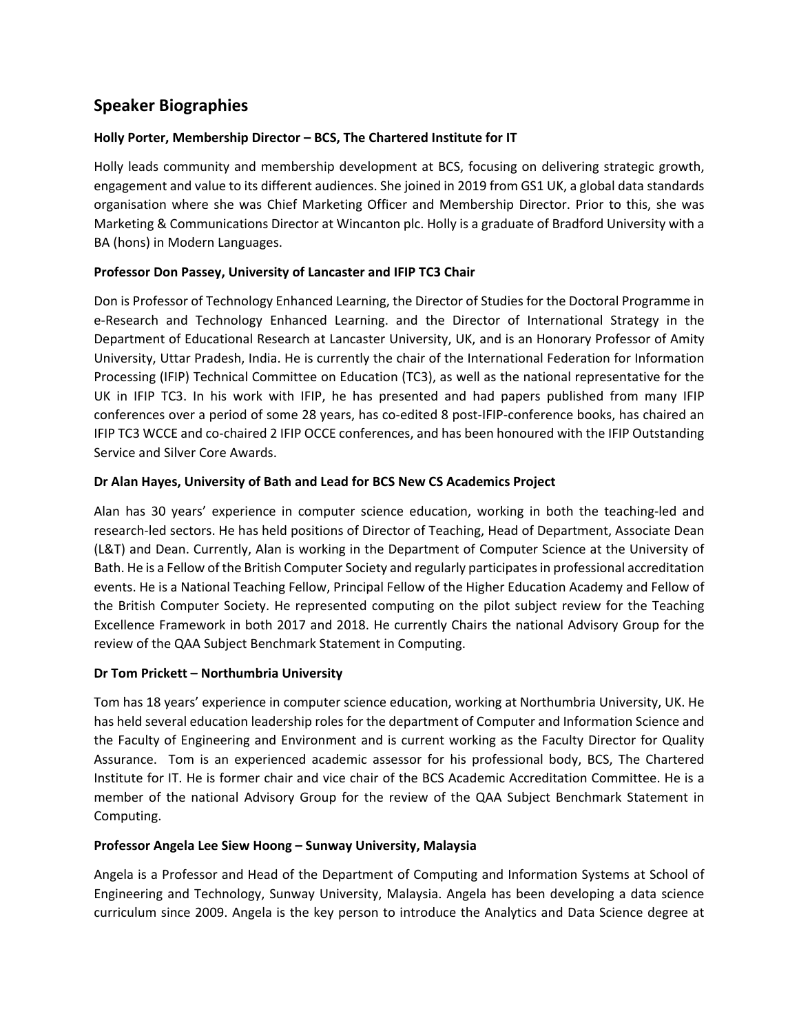## Speaker Biographies

**Holly Porter, Membership Director – BCS, The Chartered Institute for IT**

Holly leads community and membership development at BCS, focusing on delivering strategic growth, engagement and value to its different audiences. She joined in 2019 from GS1 UK, a global data standards organisation where she was Chief Marketing Officer and Membership Director. Prior to this, she was Marketing & Communications Director at Wincanton plc. Holly is a graduate of Bradford University with a BA (hons) in Modern Languages.

**Professor Don Passey, University of Lancaster and IFIP TC3 Chair**

Don is Professor of Technology Enhanced Learning, the Director of Studies for the Doctoral Programme in e-Research and Technology Enhanced Learning. and the Director of International Strategy in the Department of Educational Research at Lancaster University, UK, and is an Honorary Professor of Amity University, Uttar Pradesh, India. He is currently the chair of the International Federation for Information Processing (IFIP) Technical Committee on Education (TC3), as well as the national representative for the UK in IFIP TC3. In his work with IFIP, he has presented and had papers published from many IFIP conferences over a period of some 28 years, has co-edited 8 post-IFIP-conference books, has chaired an IFIP TC3 WCCE and co-chaired 2 IFIP OCCE conferences, and has been honoured with the IFIP Outstanding Service and Silver Core Awards.

**Dr Alan Hayes, University of Bath and Lead for BCS New CS Academics Project**

Alan has 30 years' experience in computer science education, working in both the teaching-led and research-led sectors. He has held positions of Director of Teaching, Head of Department, Associate Dean (L&T) and Dean. Currently, Alan is working in the Department of Computer Science at the University of Bath. He is a Fellow of the British Computer Society and regularly participates in professional accreditation events. He is a National Teaching Fellow, Principal Fellow of the Higher Education Academy and Fellow of the British Computer Society. He represented computing on the pilot subject review for the Teaching Excellence Framework in both 2017 and 2018. He currently Chairs the national Advisory Group for the review of the QAA Subject Benchmark Statement in Computing.

**Dr Tom Prickett – Northumbria University**

Tom has 18 years' experience in computer science education, working at Northumbria University, UK. He has held several education leadership roles for the department of Computer and Information Science and the Faculty of Engineering and Environment and is current working as the Faculty Director for Quality Assurance. Tom is an experienced academic assessor for his professional body, BCS, The Chartered Institute for IT. He is former chair and vice chair of the BCS Academic Accreditation Committee. He is a member of the national Advisory Group for the review of the QAA Subject Benchmark Statement in Computing.

**Professor Angela Lee Siew Hoong – Sunway University, Malaysia**

Angela is a Professor and Head of the Department of Computing and Information Systems at School of Engineering and Technology, Sunway University, Malaysia. Angela has been developing a data science curriculum since 2009. Angela is the key person to introduce the Analytics and Data Science degree at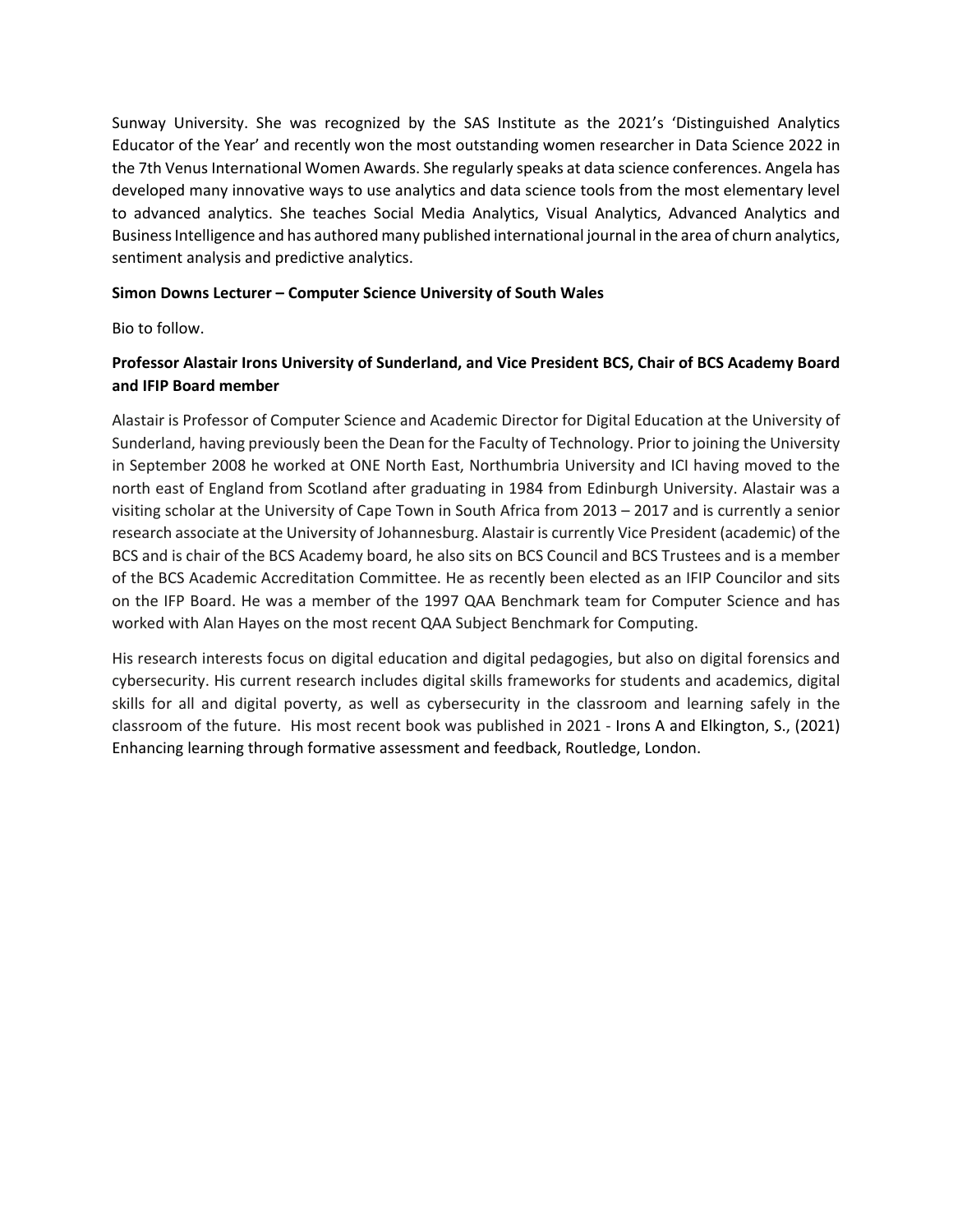Sunway University. She was recognized by the SAS Institute as the 2021's 'Distinguished Analytics Educator of the Year' and recently won the most outstanding women researcher in Data Science 2022 in the 7th Venus International Women Awards. She regularly speaks at data science conferences. Angela has developed many innovative ways to use analytics and data science tools from the most elementary level to advanced analytics. She teaches Social Media Analytics, Visual Analytics, Advanced Analytics and Business Intelligence and has authored many published international journal in the area of churn analytics, sentiment analysis and predictive analytics.

**Simon Downs Lecturer – Computer Science University of South Wales**

Bio to follow.

**Professor Alastair Irons University of Sunderland, and Vice President BCS, Chair of BCS Academy Board and IFIP Board member**

Alastair is Professor of Computer Science and Academic Director for Digital Education at the University of Sunderland, having previously been the Dean for the Faculty of Technology. Prior to joining the University in September 2008 he worked at ONE North East, Northumbria University and ICI having moved to the north east of England from Scotland after graduating in 1984 from Edinburgh University. Alastair was a visiting scholar at the University of Cape Town in South Africa from 2013 – 2017 and is currently a senior research associate at the University of Johannesburg. Alastair is currently Vice President (academic) of the BCS and is chair of the BCS Academy board, he also sits on BCS Council and BCS Trustees and is a member of the BCS Academic Accreditation Committee. He as recently been elected as an IFIP Councilor and sits on the IFP Board. He was a member of the 1997 QAA Benchmark team for Computer Science and has worked with Alan Hayes on the most recent QAA Subject Benchmark for Computing.

His research interests focus on digital education and digital pedagogies, but also on digital forensics and cybersecurity. His current research includes digital skills frameworks for students and academics, digital skills for all and digital poverty, as well as cybersecurity in the classroom and learning safely in the classroom of the future. His most recent book was published in 2021 - Irons A and Elkington, S., (2021) Enhancing learning through formative assessment and feedback, Routledge, London.